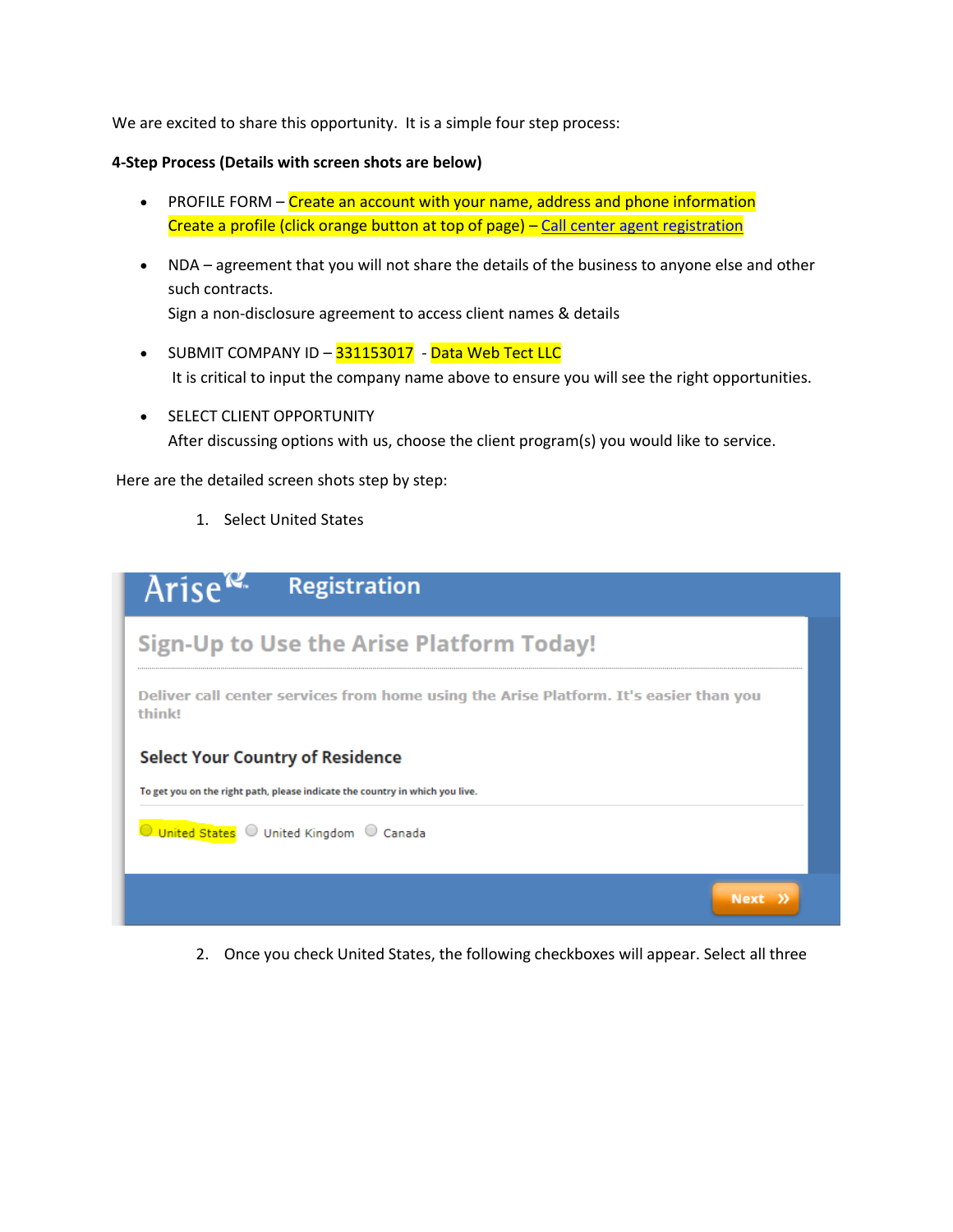We are excited to share this opportunity. It is a simple four step process:

**4-Step Process (Details with screen shots are below)**

- PROFILE FORM – Create an account with your name, address and phone information
  Create a profile (click orange button at top of page) – Call center agent registration
- NDA – agreement that you will not share the details of the business to anyone else and other such contracts.
  Sign a non-disclosure agreement to access client names & details
- SUBMIT COMPANY ID – 331153017 - Data Web Tect LLC
  It is critical to input the company name above to ensure you will see the right opportunities.
- SELECT CLIENT OPPORTUNITY
  After discussing options with us, choose the client program(s) you would like to service.

Here are the detailed screen shots step by step:

1. Select United States

Arise Registration

Sign-Up to Use the Arise Platform Today!

Deliver call center services from home using the Arise Platform. It's easier than you think!

Select Your Country of Residence

To get you on the right path, please indicate the country in which you live.

United States   United Kingdom   Canada

Next »

2. Once you check United States, the following checkboxes will appear. Select all three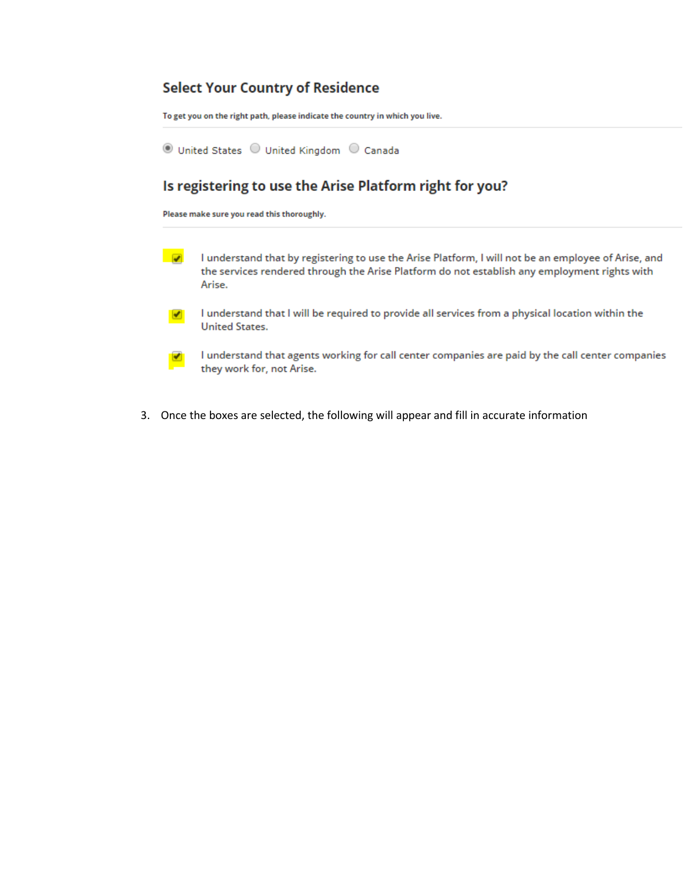## Select Your Country of Residence

**To get you on the right path, please indicate the country in which you live.**

- (●) United States
- ( ) United Kingdom
- ( ) Canada

## Is registering to use the Arise Platform right for you?

**Please make sure you read this thoroughly.**

- [x] I understand that by registering to use the Arise Platform, I will not be an employee of Arise, and the services rendered through the Arise Platform do not establish any employment rights with Arise.
- [x] I understand that I will be required to provide all services from a physical location within the United States.
- [x] I understand that agents working for call center companies are paid by the call center companies they work for, not Arise.

3. Once the boxes are selected, the following will appear and fill in accurate information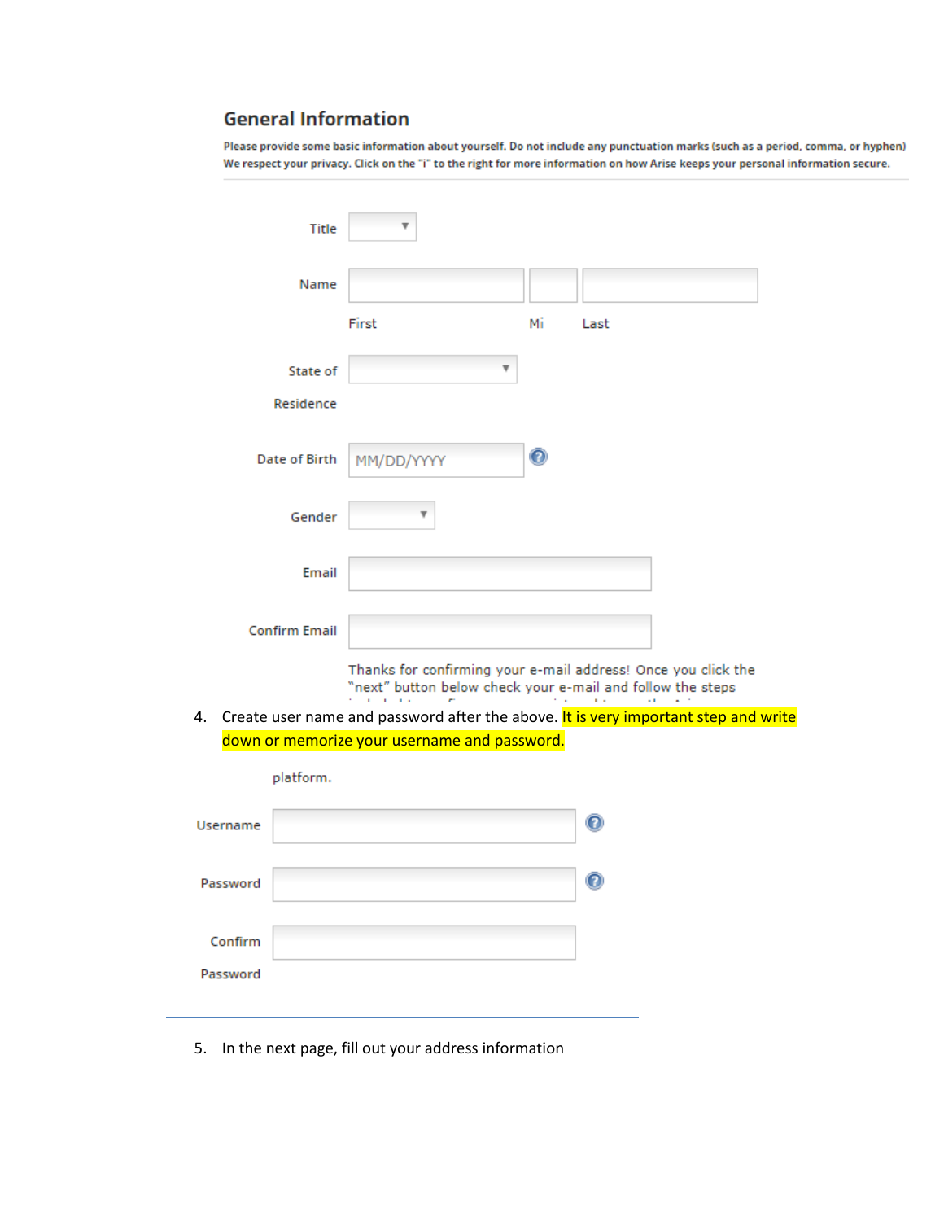## General Information

Please provide some basic information about yourself. Do not include any punctuation marks (such as a period, comma, or hyphen) We respect your privacy. Click on the "i" to the right for more information on how Arise keeps your personal information secure.

Title

Name

First | Mi | Last

State of Residence

Date of Birth MM/DD/YYYY

Gender

Email

Confirm Email

Thanks for confirming your e-mail address! Once you click the "next" button below check your e-mail and follow the steps

4. Create user name and password after the above. It is very important step and write down or memorize your username and password.

platform.

Username

Password

Confirm Password

5. In the next page, fill out your address information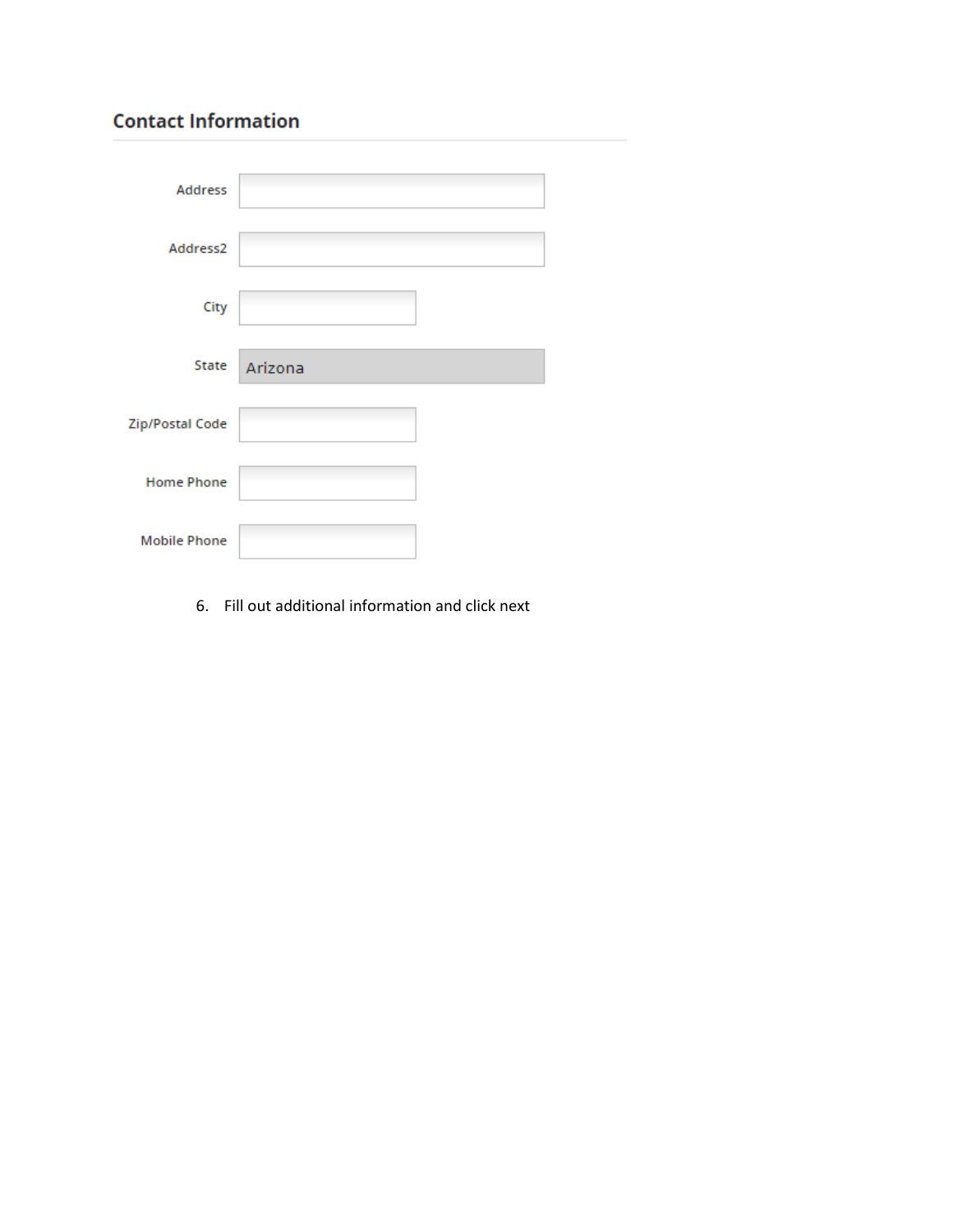## Contact Information

| | |
|---|---|
| Address | |
| Address2 | |
| City | |
| State | Arizona |
| Zip/Postal Code | |
| Home Phone | |
| Mobile Phone | |

6. Fill out additional information and click next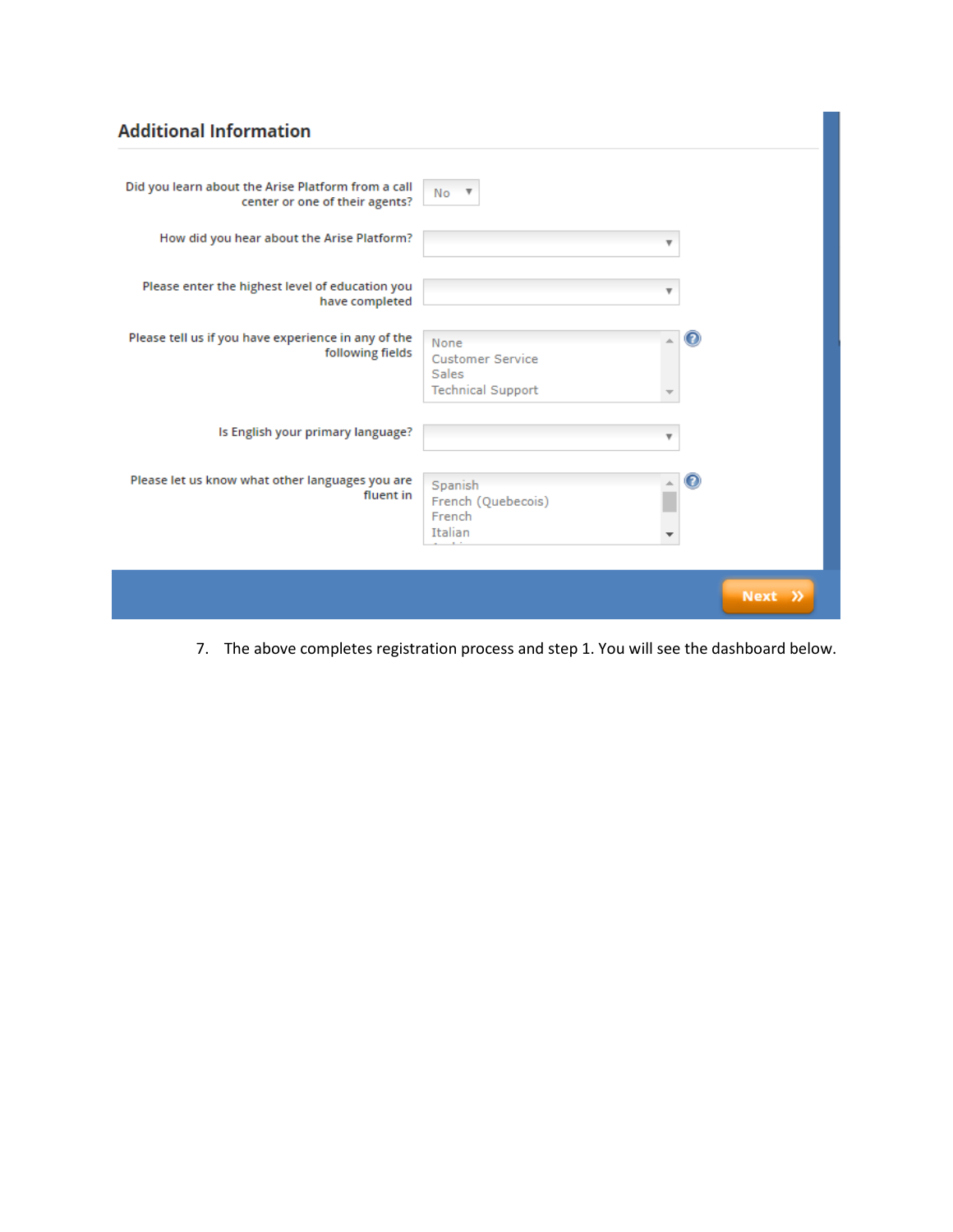## Additional Information

Did you learn about the Arise Platform from a call center or one of their agents? No

How did you hear about the Arise Platform?

Please enter the highest level of education you have completed

Please tell us if you have experience in any of the following fields
- None
- Customer Service
- Sales
- Technical Support

Is English your primary language?

Please let us know what other languages you are fluent in
- Spanish
- French (Quebecois)
- French
- Italian

Next »

7. The above completes registration process and step 1. You will see the dashboard below.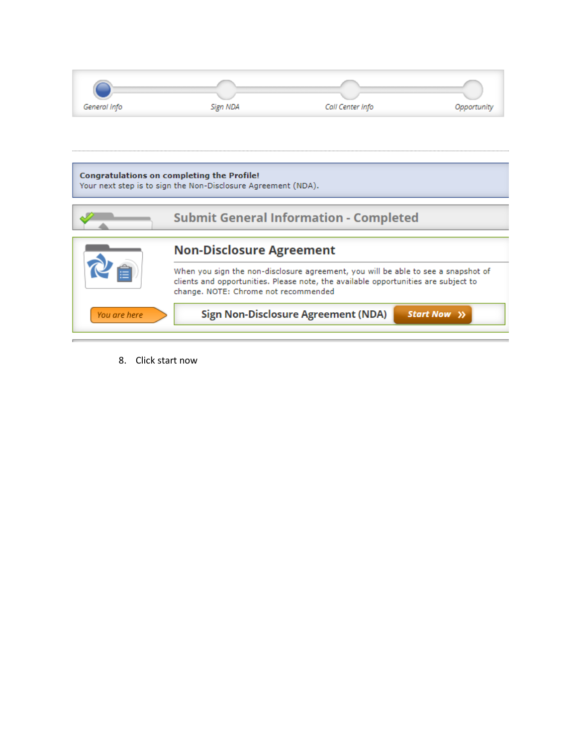General Info — Sign NDA — Call Center Info — Opportunity

**Congratulations on completing the Profile!**
Your next step is to sign the Non-Disclosure Agreement (NDA).

Submit General Information - Completed

## Non-Disclosure Agreement

When you sign the non-disclosure agreement, you will be able to see a snapshot of clients and opportunities. Please note, the available opportunities are subject to change. NOTE: Chrome not recommended

You are here

Sign Non-Disclosure Agreement (NDA) **Start Now »**

8. Click start now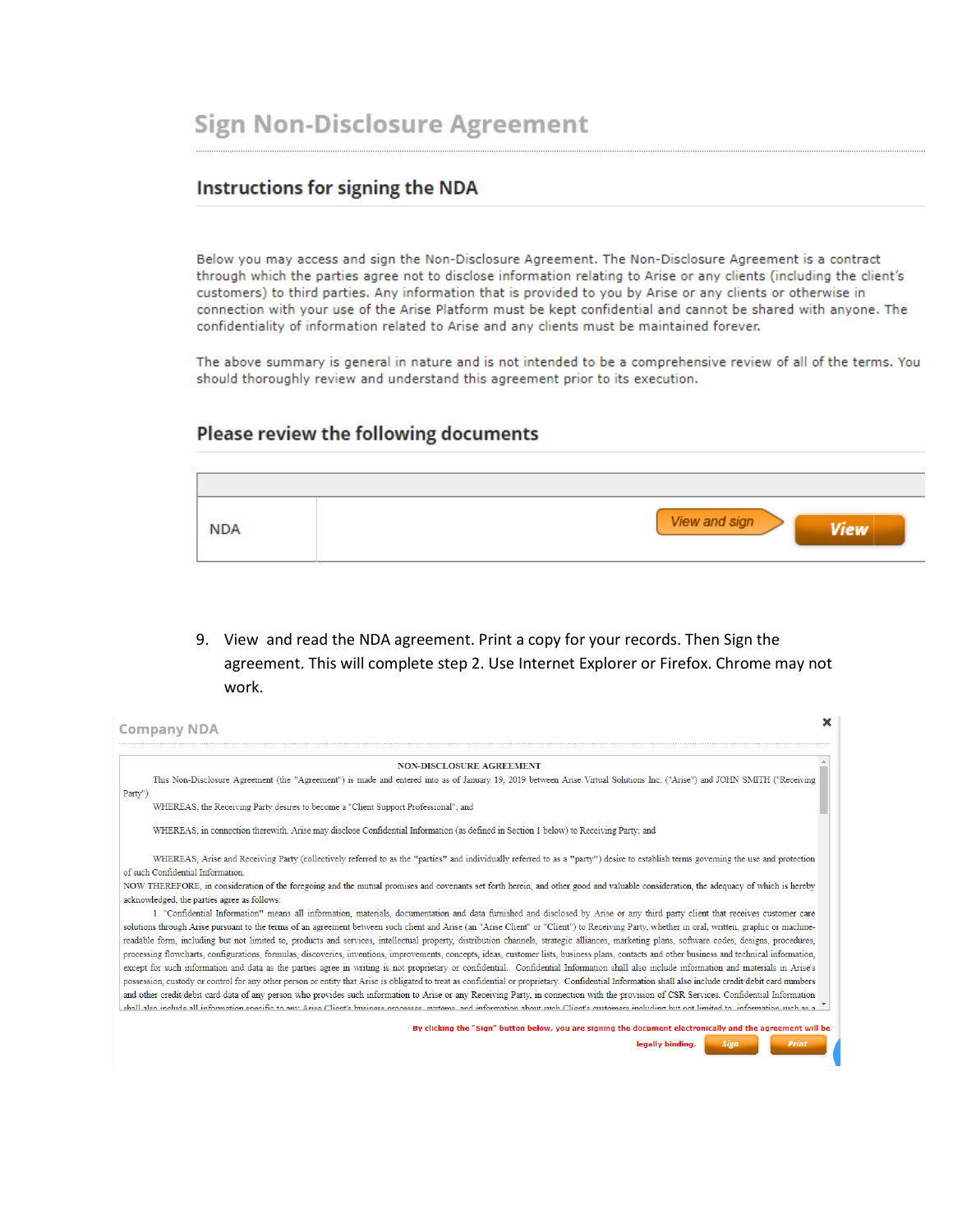# Sign Non-Disclosure Agreement

## Instructions for signing the NDA

Below you may access and sign the Non-Disclosure Agreement. The Non-Disclosure Agreement is a contract through which the parties agree not to disclose information relating to Arise or any clients (including the client's customers) to third parties. Any information that is provided to you by Arise or any clients or otherwise in connection with your use of the Arise Platform must be kept confidential and cannot be shared with anyone. The confidentiality of information related to Arise and any clients must be maintained forever.

The above summary is general in nature and is not intended to be a comprehensive review of all of the terms. You should thoroughly review and understand this agreement prior to its execution.

## Please review the following documents

| | |
|---|---|
| NDA | View and sign → View |

9. View and read the NDA agreement. Print a copy for your records. Then Sign the agreement. This will complete step 2. Use Internet Explorer or Firefox. Chrome may not work.

Company NDA

NON-DISCLOSURE AGREEMENT

This Non-Disclosure Agreement (the "Agreement") is made and entered into as of January 19, 2019 between Arise Virtual Solutions Inc. ("Arise") and JOHN SMITH ("Receiving Party").

WHEREAS, the Receiving Party desires to become a "Client Support Professional"; and

WHEREAS, in connection therewith, Arise may disclose Confidential Information (as defined in Section 1 below) to Receiving Party; and

WHEREAS, Arise and Receiving Party (collectively referred to as the "parties" and individually referred to as a "party") desire to establish terms governing the use and protection of such Confidential Information.

NOW THEREFORE, in consideration of the foregoing and the mutual promises and covenants set forth herein, and other good and valuable consideration, the adequacy of which is hereby acknowledged, the parties agree as follows:

1. "Confidential Information" means all information, materials, documentation and data furnished and disclosed by Arise or any third party client that receives customer care solutions through Arise pursuant to the terms of an agreement between such client and Arise (an "Arise Client" or "Client") to Receiving Party, whether in oral, written, graphic or machine-readable form, including but not limited to, products and services, intellectual property, distribution channels, strategic alliances, marketing plans, software codes, designs, procedures, processing flowcharts, configurations, formulas, discoveries, inventions, improvements, concepts, ideas, customer lists, business plans, contacts and other business and technical information, except for such information and data as the parties agree in writing is not proprietary or confidential. Confidential Information shall also include information and materials in Arise's possession, custody or control for any other person or entity that Arise is obligated to treat as confidential or proprietary. Confidential Information shall also include credit/debit card numbers and other credit/debit card data of any person who provides such information to Arise or any Receiving Party, in connection with the provision of CSR Services. Confidential Information shall also include all information specific to any Arise Client's business processes, systems, and information about such Client's customers including but not limited to, information such as a

By clicking the "Sign" button below, you are signing the document electronically and the agreement will be legally binding. Sign Print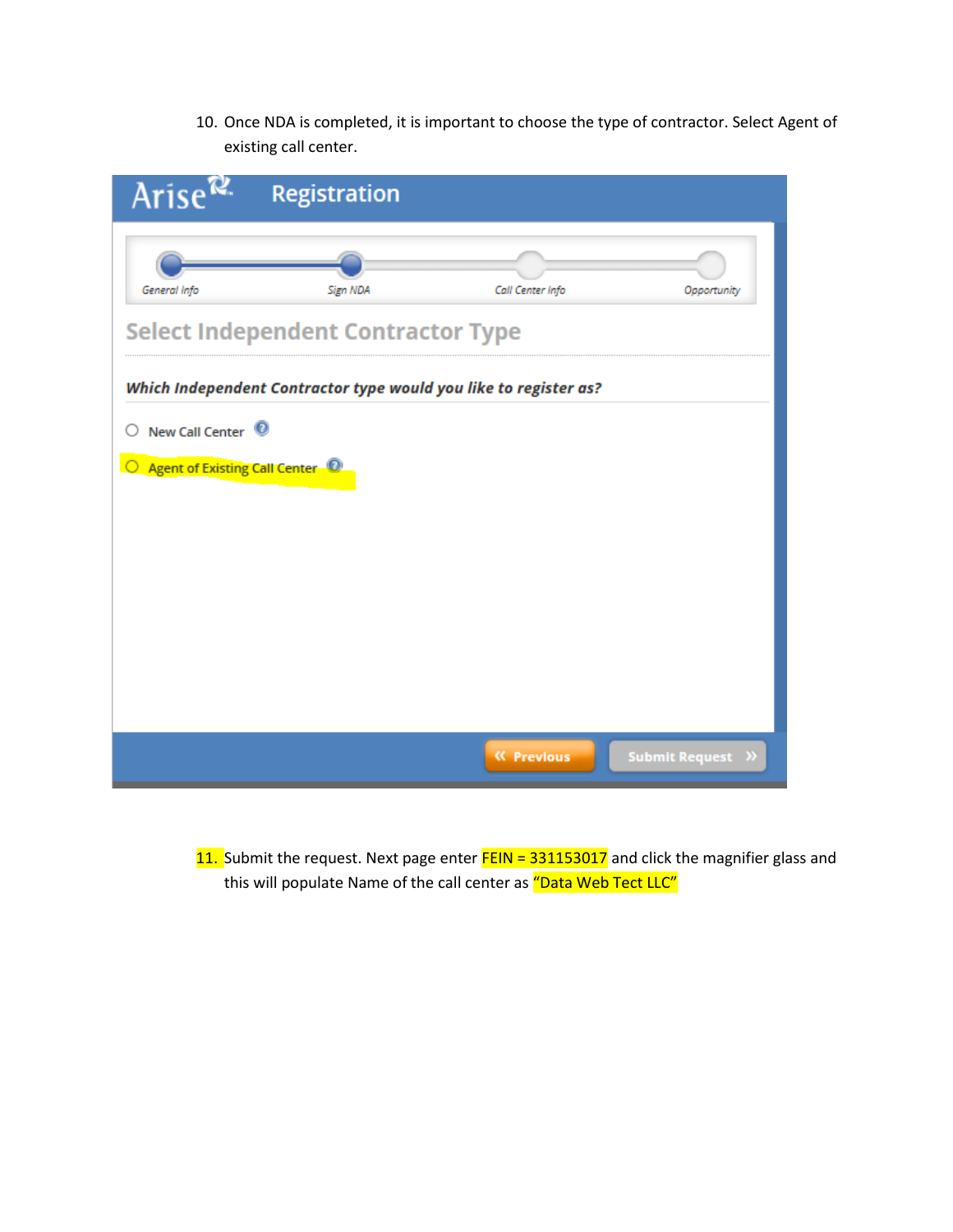10. Once NDA is completed, it is important to choose the type of contractor. Select Agent of existing call center.

Arise Registration

General Info — Sign NDA — Call Center Info — Opportunity

## Select Independent Contractor Type

***Which Independent Contractor type would you like to register as?***

- New Call Center
- Agent of Existing Call Center

« Previous | Submit Request »

11. Submit the request. Next page enter FEIN = 331153017 and click the magnifier glass and this will populate Name of the call center as "Data Web Tect LLC"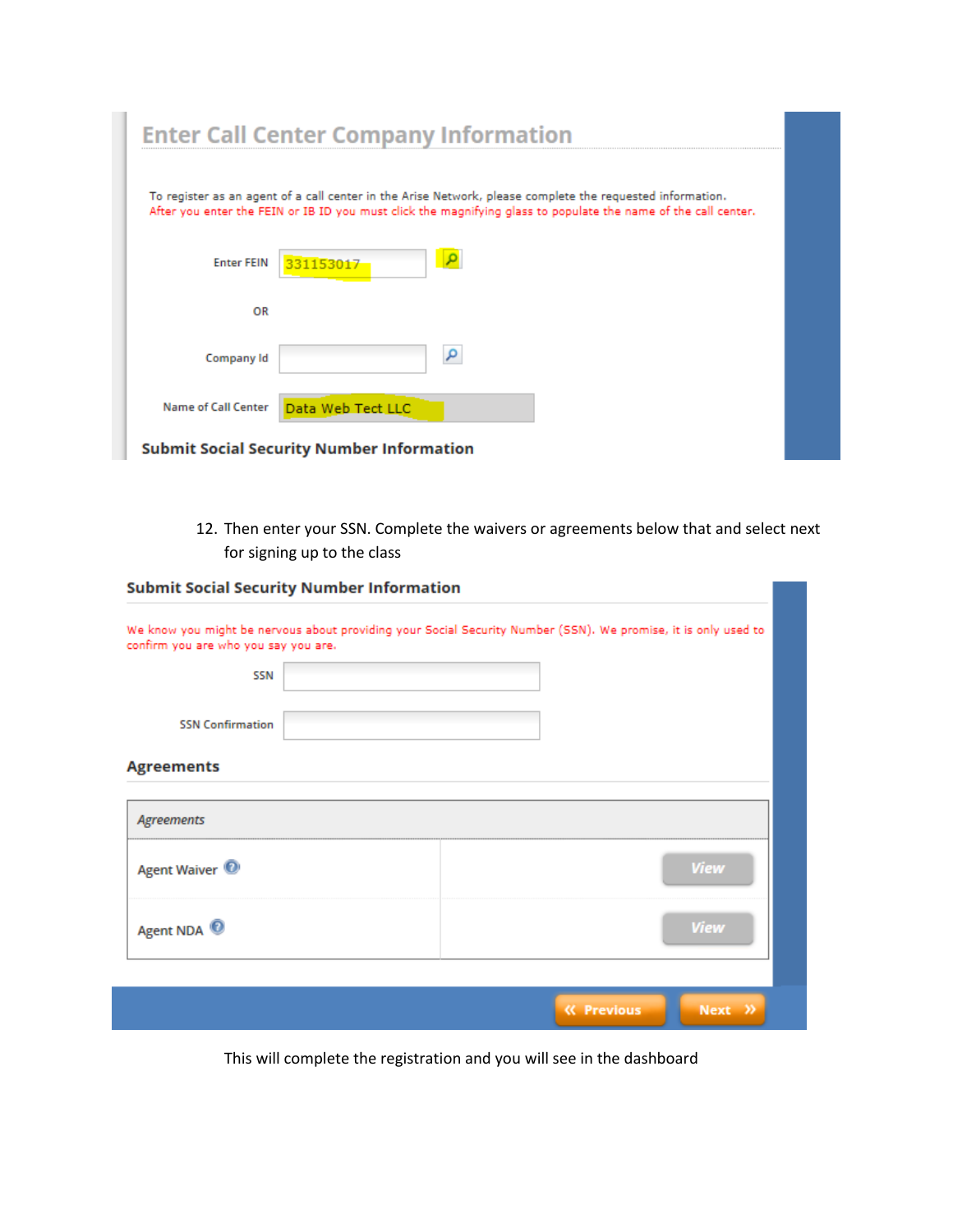## Enter Call Center Company Information

To register as an agent of a call center in the Arise Network, please complete the requested information.
After you enter the FEIN or IB ID you must click the magnifying glass to populate the name of the call center.

Enter FEIN 331153017

OR

Company Id

Name of Call Center Data Web Tect LLC

**Submit Social Security Number Information**

12. Then enter your SSN. Complete the waivers or agreements below that and select next for signing up to the class

**Submit Social Security Number Information**

We know you might be nervous about providing your Social Security Number (SSN). We promise, it is only used to confirm you are who you say you are.

SSN

SSN Confirmation

**Agreements**

| *Agreements* | |
|---|---|
| Agent Waiver | View |
| Agent NDA | View |

« Previous Next »

This will complete the registration and you will see in the dashboard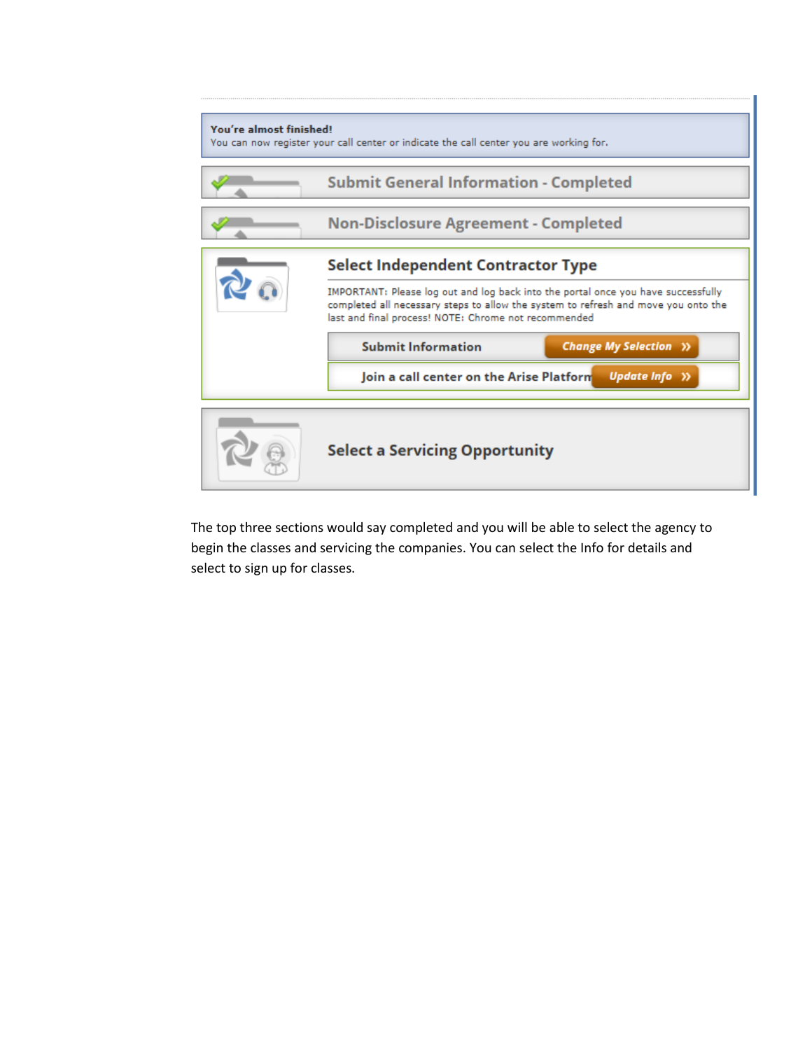**You're almost finished!**
You can now register your call center or indicate the call center you are working for.

Submit General Information - Completed

Non-Disclosure Agreement - Completed

### Select Independent Contractor Type

IMPORTANT: Please log out and log back into the portal once you have successfully completed all necessary steps to allow the system to refresh and move you onto the last and final process! NOTE: Chrome not recommended

Submit Information — Change My Selection »

Join a call center on the Arise Platform — Update Info »

### Select a Servicing Opportunity

The top three sections would say completed and you will be able to select the agency to begin the classes and servicing the companies. You can select the Info for details and select to sign up for classes.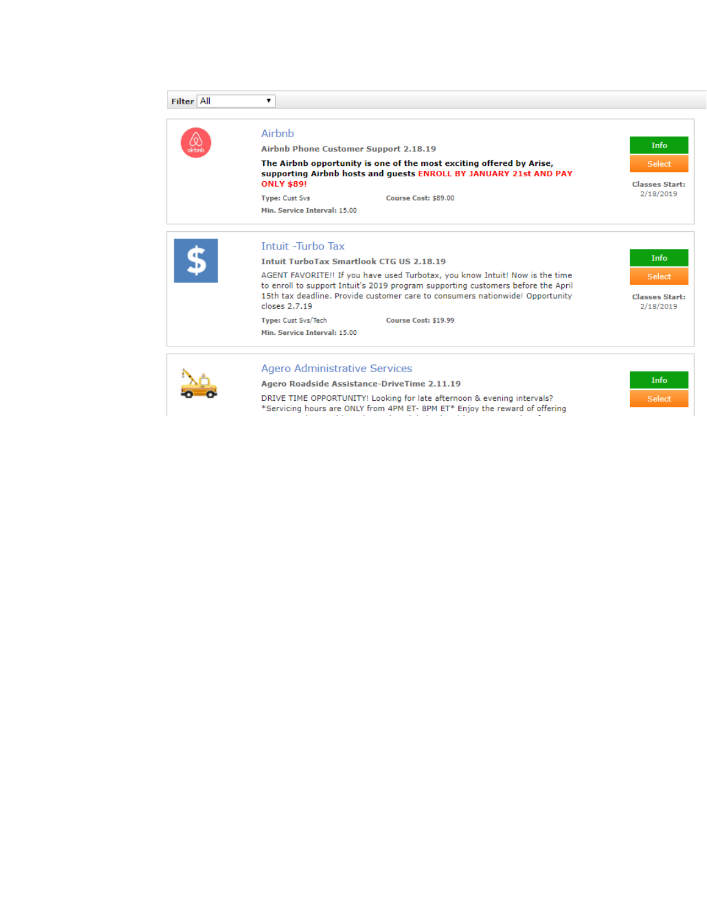Filter All

## Airbnb

**Airbnb Phone Customer Support 2.18.19**

**The Airbnb opportunity is one of the most exciting offered by Arise, supporting Airbnb hosts and guests ENROLL BY JANUARY 21st AND PAY ONLY $89!**

**Type:** Cust Svs **Course Cost:** $89.00

**Min. Service Interval:** 15.00

Info

Select

**Classes Start:** 2/18/2019

## Intuit -Turbo Tax

**Intuit TurboTax Smartlook CTG US 2.18.19**

AGENT FAVORITE!! If you have used Turbotax, you know Intuit! Now is the time to enroll to support Intuit's 2019 program supporting customers before the April 15th tax deadline. Provide customer care to consumers nationwide! Opportunity closes 2.7.19

**Type:** Cust Svs/Tech **Course Cost:** $19.99

**Min. Service Interval:** 15.00

Info

Select

**Classes Start:** 2/18/2019

## Agero Administrative Services

**Agero Roadside Assistance-DriveTime 2.11.19**

DRIVE TIME OPPORTUNITY! Looking for late afternoon & evening intervals? *Servicing hours are ONLY from 4PM ET- 8PM ET* Enjoy the reward of offering

Info

Select